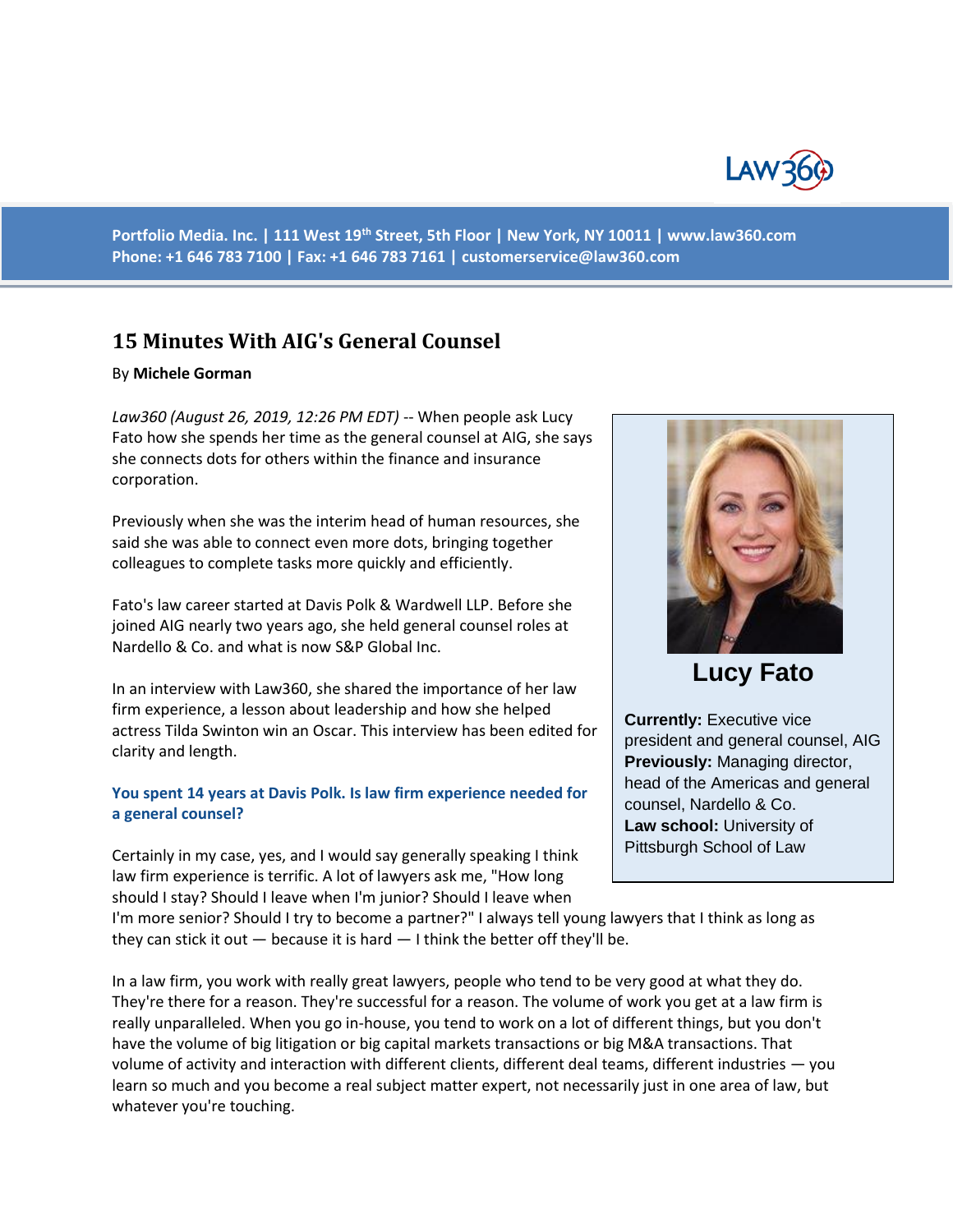Portfolio Media. Inc. | 111 West 19th Street, 5th Floor | New York, NY 10011 | www.law360.com
Phone: +1 646 783 7100 | Fax: +1 646 783 7161 | customerservice@law360.com

# 15 Minutes With AIG's General Counsel

By **Michele Gorman**

*Law360 (August 26, 2019, 12:26 PM EDT)* -- When people ask Lucy Fato how she spends her time as the general counsel at AIG, she says she connects dots for others within the finance and insurance corporation.

Previously when she was the interim head of human resources, she said she was able to connect even more dots, bringing together colleagues to complete tasks more quickly and efficiently.

Fato's law career started at Davis Polk & Wardwell LLP. Before she joined AIG nearly two years ago, she held general counsel roles at Nardello & Co. and what is now S&P Global Inc.

In an interview with Law360, she shared the importance of her law firm experience, a lesson about leadership and how she helped actress Tilda Swinton win an Oscar. This interview has been edited for clarity and length.

**Lucy Fato**

**Currently:** Executive vice president and general counsel, AIG
**Previously:** Managing director, head of the Americas and general counsel, Nardello & Co.
**Law school:** University of Pittsburgh School of Law

### You spent 14 years at Davis Polk. Is law firm experience needed for a general counsel?

Certainly in my case, yes, and I would say generally speaking I think law firm experience is terrific. A lot of lawyers ask me, "How long should I stay? Should I leave when I'm junior? Should I leave when I'm more senior? Should I try to become a partner?" I always tell young lawyers that I think as long as they can stick it out — because it is hard — I think the better off they'll be.

In a law firm, you work with really great lawyers, people who tend to be very good at what they do. They're there for a reason. They're successful for a reason. The volume of work you get at a law firm is really unparalleled. When you go in-house, you tend to work on a lot of different things, but you don't have the volume of big litigation or big capital markets transactions or big M&A transactions. That volume of activity and interaction with different clients, different deal teams, different industries — you learn so much and you become a real subject matter expert, not necessarily just in one area of law, but whatever you're touching.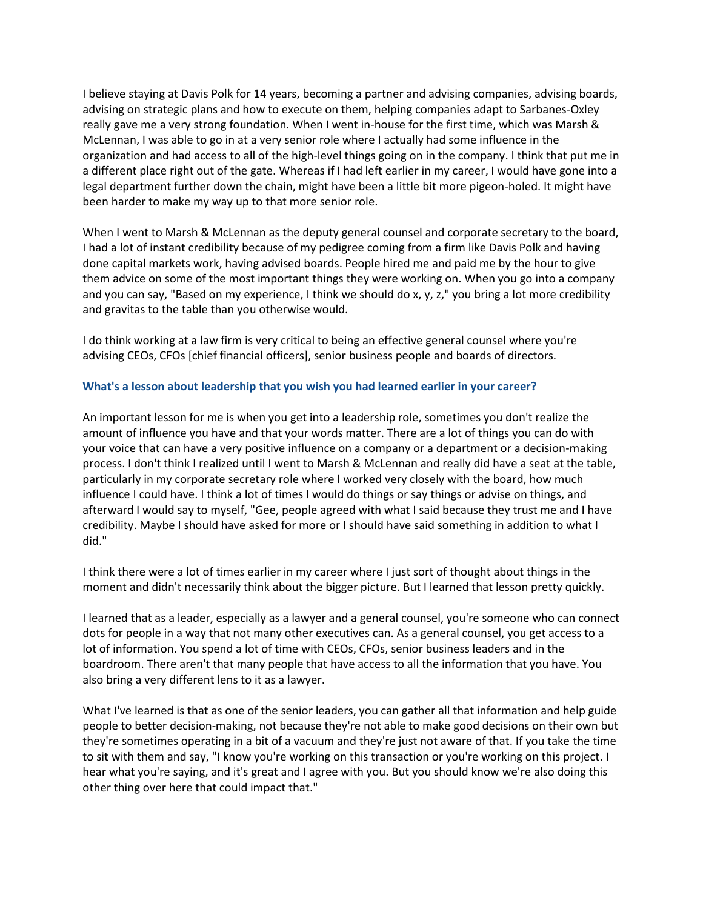I believe staying at Davis Polk for 14 years, becoming a partner and advising companies, advising boards, advising on strategic plans and how to execute on them, helping companies adapt to Sarbanes-Oxley really gave me a very strong foundation. When I went in-house for the first time, which was Marsh & McLennan, I was able to go in at a very senior role where I actually had some influence in the organization and had access to all of the high-level things going on in the company. I think that put me in a different place right out of the gate. Whereas if I had left earlier in my career, I would have gone into a legal department further down the chain, might have been a little bit more pigeon-holed. It might have been harder to make my way up to that more senior role.

When I went to Marsh & McLennan as the deputy general counsel and corporate secretary to the board, I had a lot of instant credibility because of my pedigree coming from a firm like Davis Polk and having done capital markets work, having advised boards. People hired me and paid me by the hour to give them advice on some of the most important things they were working on. When you go into a company and you can say, "Based on my experience, I think we should do x, y, z," you bring a lot more credibility and gravitas to the table than you otherwise would.

I do think working at a law firm is very critical to being an effective general counsel where you're advising CEOs, CFOs [chief financial officers], senior business people and boards of directors.

### What's a lesson about leadership that you wish you had learned earlier in your career?

An important lesson for me is when you get into a leadership role, sometimes you don't realize the amount of influence you have and that your words matter. There are a lot of things you can do with your voice that can have a very positive influence on a company or a department or a decision-making process. I don't think I realized until I went to Marsh & McLennan and really did have a seat at the table, particularly in my corporate secretary role where I worked very closely with the board, how much influence I could have. I think a lot of times I would do things or say things or advise on things, and afterward I would say to myself, "Gee, people agreed with what I said because they trust me and I have credibility. Maybe I should have asked for more or I should have said something in addition to what I did."

I think there were a lot of times earlier in my career where I just sort of thought about things in the moment and didn't necessarily think about the bigger picture. But I learned that lesson pretty quickly.

I learned that as a leader, especially as a lawyer and a general counsel, you're someone who can connect dots for people in a way that not many other executives can. As a general counsel, you get access to a lot of information. You spend a lot of time with CEOs, CFOs, senior business leaders and in the boardroom. There aren't that many people that have access to all the information that you have. You also bring a very different lens to it as a lawyer.

What I've learned is that as one of the senior leaders, you can gather all that information and help guide people to better decision-making, not because they're not able to make good decisions on their own but they're sometimes operating in a bit of a vacuum and they're just not aware of that. If you take the time to sit with them and say, "I know you're working on this transaction or you're working on this project. I hear what you're saying, and it's great and I agree with you. But you should know we're also doing this other thing over here that could impact that."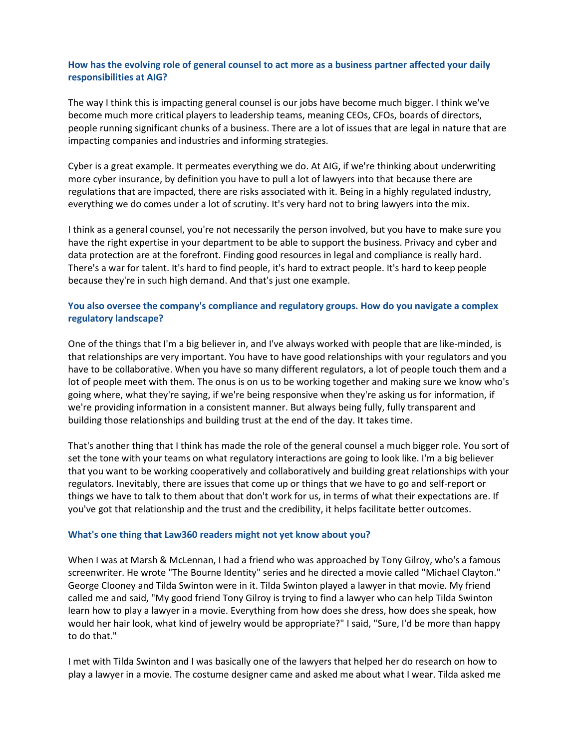**How has the evolving role of general counsel to act more as a business partner affected your daily responsibilities at AIG?**

The way I think this is impacting general counsel is our jobs have become much bigger. I think we've become much more critical players to leadership teams, meaning CEOs, CFOs, boards of directors, people running significant chunks of a business. There are a lot of issues that are legal in nature that are impacting companies and industries and informing strategies.

Cyber is a great example. It permeates everything we do. At AIG, if we're thinking about underwriting more cyber insurance, by definition you have to pull a lot of lawyers into that because there are regulations that are impacted, there are risks associated with it. Being in a highly regulated industry, everything we do comes under a lot of scrutiny. It's very hard not to bring lawyers into the mix.

I think as a general counsel, you're not necessarily the person involved, but you have to make sure you have the right expertise in your department to be able to support the business. Privacy and cyber and data protection are at the forefront. Finding good resources in legal and compliance is really hard. There's a war for talent. It's hard to find people, it's hard to extract people. It's hard to keep people because they're in such high demand. And that's just one example.

**You also oversee the company's compliance and regulatory groups. How do you navigate a complex regulatory landscape?**

One of the things that I'm a big believer in, and I've always worked with people that are like-minded, is that relationships are very important. You have to have good relationships with your regulators and you have to be collaborative. When you have so many different regulators, a lot of people touch them and a lot of people meet with them. The onus is on us to be working together and making sure we know who's going where, what they're saying, if we're being responsive when they're asking us for information, if we're providing information in a consistent manner. But always being fully, fully transparent and building those relationships and building trust at the end of the day. It takes time.

That's another thing that I think has made the role of the general counsel a much bigger role. You sort of set the tone with your teams on what regulatory interactions are going to look like. I'm a big believer that you want to be working cooperatively and collaboratively and building great relationships with your regulators. Inevitably, there are issues that come up or things that we have to go and self-report or things we have to talk to them about that don't work for us, in terms of what their expectations are. If you've got that relationship and the trust and the credibility, it helps facilitate better outcomes.

**What's one thing that Law360 readers might not yet know about you?**

When I was at Marsh & McLennan, I had a friend who was approached by Tony Gilroy, who's a famous screenwriter. He wrote "The Bourne Identity" series and he directed a movie called "Michael Clayton." George Clooney and Tilda Swinton were in it. Tilda Swinton played a lawyer in that movie. My friend called me and said, "My good friend Tony Gilroy is trying to find a lawyer who can help Tilda Swinton learn how to play a lawyer in a movie. Everything from how does she dress, how does she speak, how would her hair look, what kind of jewelry would be appropriate?" I said, "Sure, I'd be more than happy to do that."

I met with Tilda Swinton and I was basically one of the lawyers that helped her do research on how to play a lawyer in a movie. The costume designer came and asked me about what I wear. Tilda asked me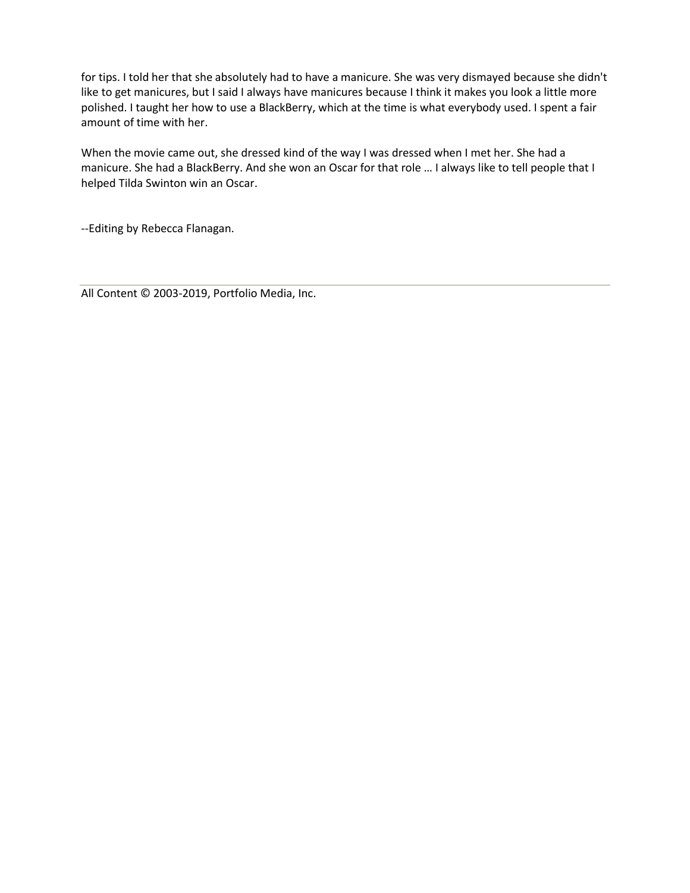for tips. I told her that she absolutely had to have a manicure. She was very dismayed because she didn't like to get manicures, but I said I always have manicures because I think it makes you look a little more polished. I taught her how to use a BlackBerry, which at the time is what everybody used. I spent a fair amount of time with her.

When the movie came out, she dressed kind of the way I was dressed when I met her. She had a manicure. She had a BlackBerry. And she won an Oscar for that role … I always like to tell people that I helped Tilda Swinton win an Oscar.

--Editing by Rebecca Flanagan.

---

All Content © 2003-2019, Portfolio Media, Inc.